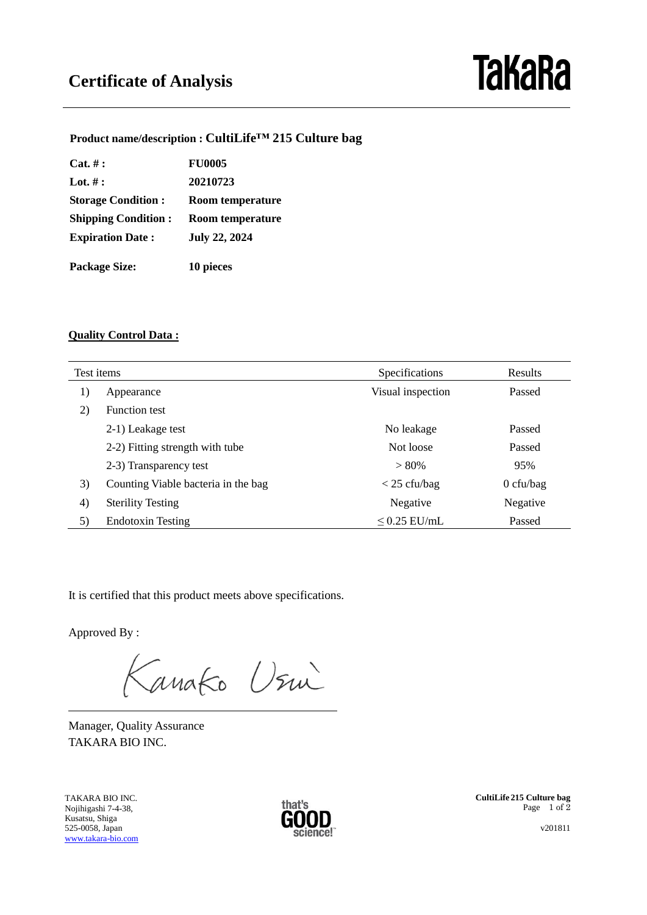# Certificate of Analysis

TaKaRa

**Product name/description : CultiLife™ 215 Culture bag**

**Cat. # :** **FU0005**
**Lot. # :** **20210723**
**Storage Condition :** **Room temperature**
**Shipping Condition :** **Room temperature**
**Expiration Date :** **July 22, 2024**

**Package Size:** **10 pieces**

**Quality Control Data :**

| Test items | | Specifications | Results |
|---|---|---|---|
| 1) | Appearance | Visual inspection | Passed |
| 2) | Function test | | |
| | 2-1) Leakage test | No leakage | Passed |
| | 2-2) Fitting strength with tube | Not loose | Passed |
| | 2-3) Transparency test | > 80% | 95% |
| 3) | Counting Viable bacteria in the bag | < 25 cfu/bag | 0 cfu/bag |
| 4) | Sterility Testing | Negative | Negative |
| 5) | Endotoxin Testing | ≤ 0.25 EU/mL | Passed |

It is certified that this product meets above specifications.

Approved By :

Kanako Usui

Manager, Quality Assurance
TAKARA BIO INC.

TAKARA BIO INC.
Nojihigashi 7-4-38,
Kusatsu, Shiga
525-0058, Japan
www.takara-bio.com

that's GOOD science!

CultiLife 215 Culture bag

v201811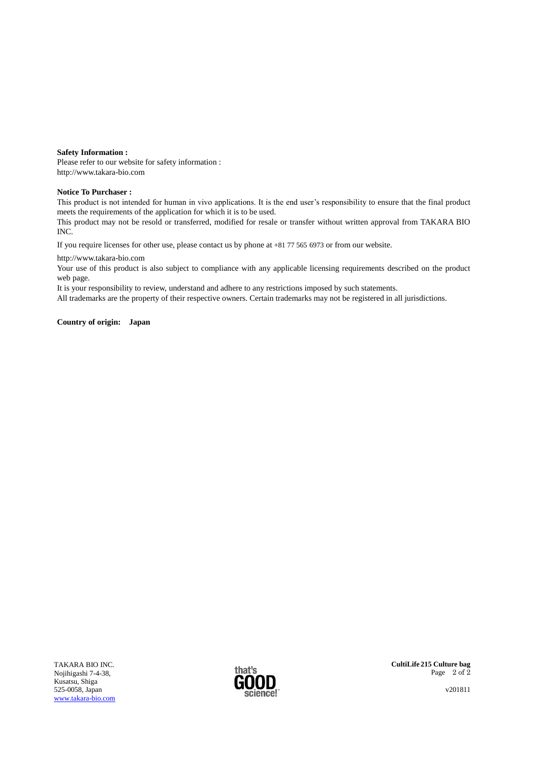**Safety Information :**

Please refer to our website for safety information :
http://www.takara-bio.com

**Notice To Purchaser :**

This product is not intended for human in vivo applications. It is the end user's responsibility to ensure that the final product meets the requirements of the application for which it is to be used.

This product may not be resold or transferred, modified for resale or transfer without written approval from TAKARA BIO INC.

If you require licenses for other use, please contact us by phone at +81 77 565 6973 or from our website.

http://www.takara-bio.com

Your use of this product is also subject to compliance with any applicable licensing requirements described on the product web page.

It is your responsibility to review, understand and adhere to any restrictions imposed by such statements.

All trademarks are the property of their respective owners. Certain trademarks may not be registered in all jurisdictions.

**Country of origin: Japan**